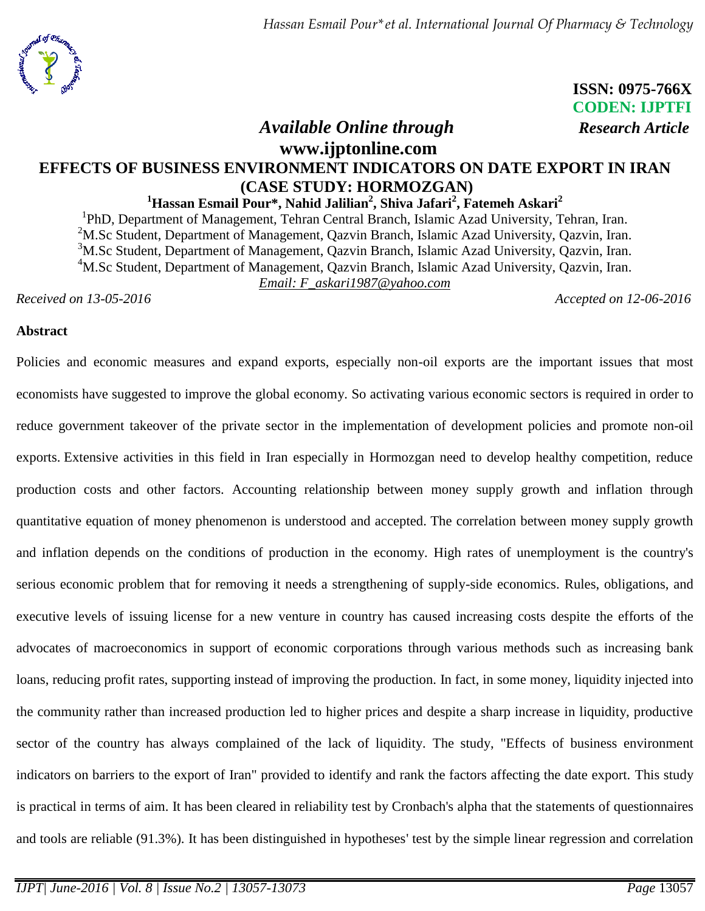ISSN: 0975-766X
CODEN: IJPTFI
*Research Article*

*Available Online through*
**www.ijptonline.com**

# EFFECTS OF BUSINESS ENVIRONMENT INDICATORS ON DATE EXPORT IN IRAN (CASE STUDY: HORMOZGAN)

**Hassan Esmail Pour[1]*, Nahid Jalilian[2], Shiva Jafari[2], Fatemeh Askari[2]**

[1]PhD, Department of Management, Tehran Central Branch, Islamic Azad University, Tehran, Iran.
[2]M.Sc Student, Department of Management, Qazvin Branch, Islamic Azad University, Qazvin, Iran.
[3]M.Sc Student, Department of Management, Qazvin Branch, Islamic Azad University, Qazvin, Iran.
[4]M.Sc Student, Department of Management, Qazvin Branch, Islamic Azad University, Qazvin, Iran.
Email: F_askari1987@yahoo.com

*Received on 13-05-2016* *Accepted on 12-06-2016*

## Abstract

Policies and economic measures and expand exports, especially non-oil exports are the important issues that most economists have suggested to improve the global economy. So activating various economic sectors is required in order to reduce government takeover of the private sector in the implementation of development policies and promote non-oil exports. Extensive activities in this field in Iran especially in Hormozgan need to develop healthy competition, reduce production costs and other factors. Accounting relationship between money supply growth and inflation through quantitative equation of money phenomenon is understood and accepted. The correlation between money supply growth and inflation depends on the conditions of production in the economy. High rates of unemployment is the country's serious economic problem that for removing it needs a strengthening of supply-side economics. Rules, obligations, and executive levels of issuing license for a new venture in country has caused increasing costs despite the efforts of the advocates of macroeconomics in support of economic corporations through various methods such as increasing bank loans, reducing profit rates, supporting instead of improving the production. In fact, in some money, liquidity injected into the community rather than increased production led to higher prices and despite a sharp increase in liquidity, productive sector of the country has always complained of the lack of liquidity. The study, "Effects of business environment indicators on barriers to the export of Iran" provided to identify and rank the factors affecting the date export. This study is practical in terms of aim. It has been cleared in reliability test by Cronbach's alpha that the statements of questionnaires and tools are reliable (91.3%). It has been distinguished in hypotheses' test by the simple linear regression and correlation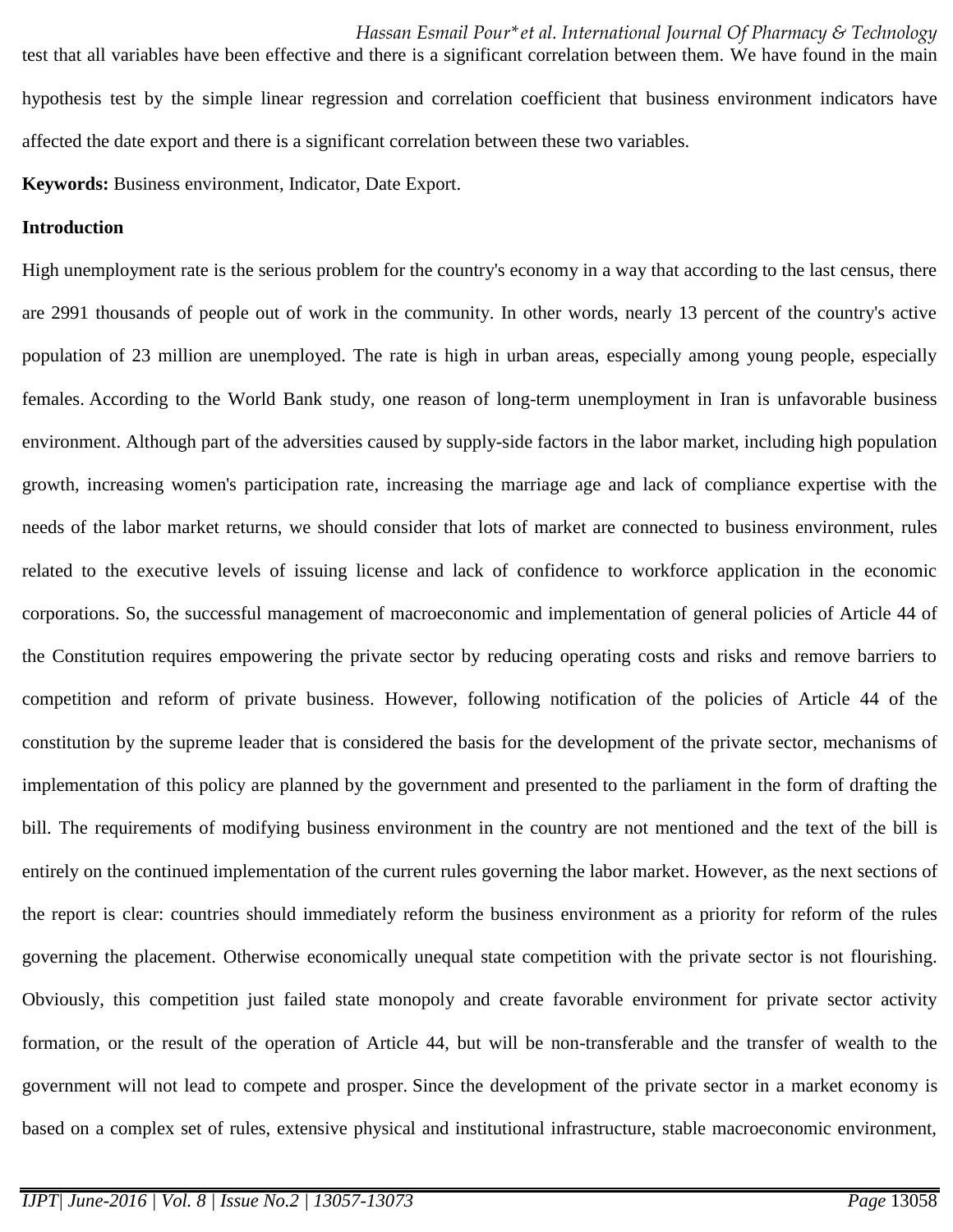test that all variables have been effective and there is a significant correlation between them. We have found in the main hypothesis test by the simple linear regression and correlation coefficient that business environment indicators have affected the date export and there is a significant correlation between these two variables.

**Keywords:** Business environment, Indicator, Date Export.

## Introduction

High unemployment rate is the serious problem for the country's economy in a way that according to the last census, there are 2991 thousands of people out of work in the community. In other words, nearly 13 percent of the country's active population of 23 million are unemployed. The rate is high in urban areas, especially among young people, especially females. According to the World Bank study, one reason of long-term unemployment in Iran is unfavorable business environment. Although part of the adversities caused by supply-side factors in the labor market, including high population growth, increasing women's participation rate, increasing the marriage age and lack of compliance expertise with the needs of the labor market returns, we should consider that lots of market are connected to business environment, rules related to the executive levels of issuing license and lack of confidence to workforce application in the economic corporations. So, the successful management of macroeconomic and implementation of general policies of Article 44 of the Constitution requires empowering the private sector by reducing operating costs and risks and remove barriers to competition and reform of private business. However, following notification of the policies of Article 44 of the constitution by the supreme leader that is considered the basis for the development of the private sector, mechanisms of implementation of this policy are planned by the government and presented to the parliament in the form of drafting the bill. The requirements of modifying business environment in the country are not mentioned and the text of the bill is entirely on the continued implementation of the current rules governing the labor market. However, as the next sections of the report is clear: countries should immediately reform the business environment as a priority for reform of the rules governing the placement. Otherwise economically unequal state competition with the private sector is not flourishing. Obviously, this competition just failed state monopoly and create favorable environment for private sector activity formation, or the result of the operation of Article 44, but will be non-transferable and the transfer of wealth to the government will not lead to compete and prosper. Since the development of the private sector in a market economy is based on a complex set of rules, extensive physical and institutional infrastructure, stable macroeconomic environment,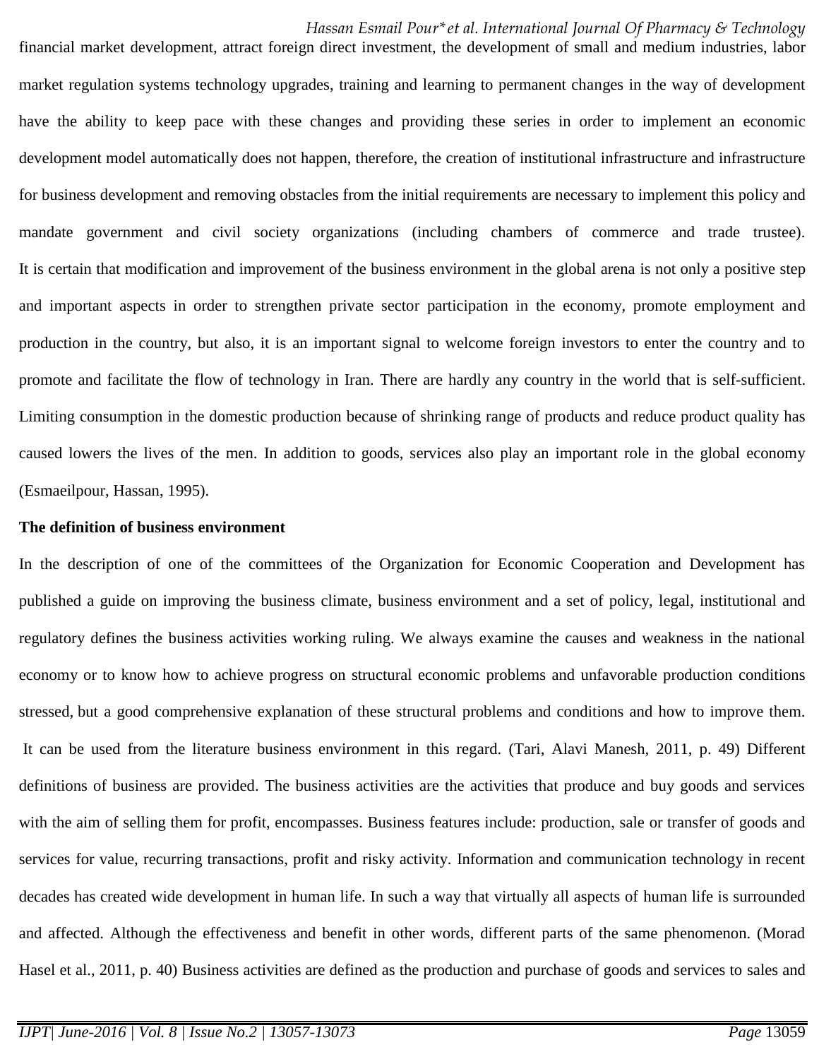financial market development, attract foreign direct investment, the development of small and medium industries, labor market regulation systems technology upgrades, training and learning to permanent changes in the way of development have the ability to keep pace with these changes and providing these series in order to implement an economic development model automatically does not happen, therefore, the creation of institutional infrastructure and infrastructure for business development and removing obstacles from the initial requirements are necessary to implement this policy and mandate government and civil society organizations (including chambers of commerce and trade trustee). It is certain that modification and improvement of the business environment in the global arena is not only a positive step and important aspects in order to strengthen private sector participation in the economy, promote employment and production in the country, but also, it is an important signal to welcome foreign investors to enter the country and to promote and facilitate the flow of technology in Iran. There are hardly any country in the world that is self-sufficient. Limiting consumption in the domestic production because of shrinking range of products and reduce product quality has caused lowers the lives of the men. In addition to goods, services also play an important role in the global economy (Esmaeilpour, Hassan, 1995).

**The definition of business environment**

In the description of one of the committees of the Organization for Economic Cooperation and Development has published a guide on improving the business climate, business environment and a set of policy, legal, institutional and regulatory defines the business activities working ruling. We always examine the causes and weakness in the national economy or to know how to achieve progress on structural economic problems and unfavorable production conditions stressed, but a good comprehensive explanation of these structural problems and conditions and how to improve them. It can be used from the literature business environment in this regard. (Tari, Alavi Manesh, 2011, p. 49) Different definitions of business are provided. The business activities are the activities that produce and buy goods and services with the aim of selling them for profit, encompasses. Business features include: production, sale or transfer of goods and services for value, recurring transactions, profit and risky activity. Information and communication technology in recent decades has created wide development in human life. In such a way that virtually all aspects of human life is surrounded and affected. Although the effectiveness and benefit in other words, different parts of the same phenomenon. (Morad Hasel et al., 2011, p. 40) Business activities are defined as the production and purchase of goods and services to sales and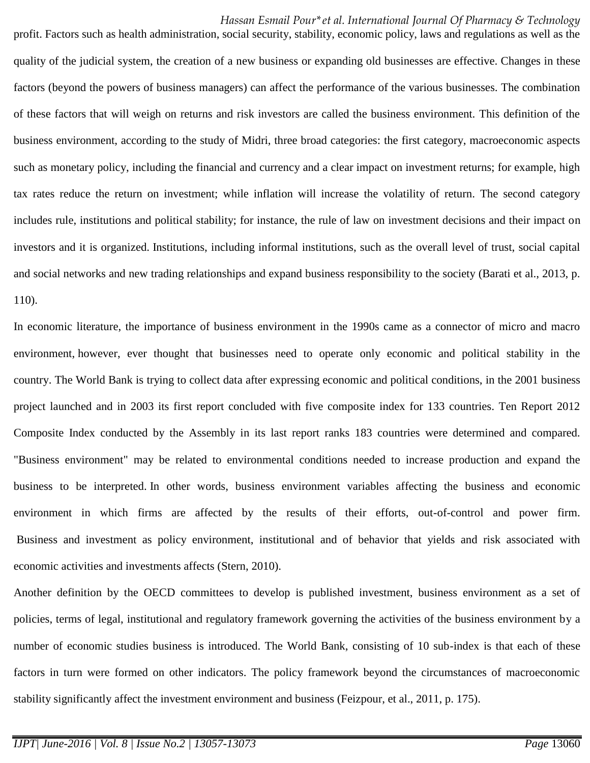profit. Factors such as health administration, social security, stability, economic policy, laws and regulations as well as the quality of the judicial system, the creation of a new business or expanding old businesses are effective. Changes in these factors (beyond the powers of business managers) can affect the performance of the various businesses. The combination of these factors that will weigh on returns and risk investors are called the business environment. This definition of the business environment, according to the study of Midri, three broad categories: the first category, macroeconomic aspects such as monetary policy, including the financial and currency and a clear impact on investment returns; for example, high tax rates reduce the return on investment; while inflation will increase the volatility of return. The second category includes rule, institutions and political stability; for instance, the rule of law on investment decisions and their impact on investors and it is organized. Institutions, including informal institutions, such as the overall level of trust, social capital and social networks and new trading relationships and expand business responsibility to the society (Barati et al., 2013, p. 110).

In economic literature, the importance of business environment in the 1990s came as a connector of micro and macro environment, however, ever thought that businesses need to operate only economic and political stability in the country. The World Bank is trying to collect data after expressing economic and political conditions, in the 2001 business project launched and in 2003 its first report concluded with five composite index for 133 countries. Ten Report 2012 Composite Index conducted by the Assembly in its last report ranks 183 countries were determined and compared. "Business environment" may be related to environmental conditions needed to increase production and expand the business to be interpreted. In other words, business environment variables affecting the business and economic environment in which firms are affected by the results of their efforts, out-of-control and power firm. Business and investment as policy environment, institutional and of behavior that yields and risk associated with economic activities and investments affects (Stern, 2010).

Another definition by the OECD committees to develop is published investment, business environment as a set of policies, terms of legal, institutional and regulatory framework governing the activities of the business environment by a number of economic studies business is introduced. The World Bank, consisting of 10 sub-index is that each of these factors in turn were formed on other indicators. The policy framework beyond the circumstances of macroeconomic stability significantly affect the investment environment and business (Feizpour, et al., 2011, p. 175).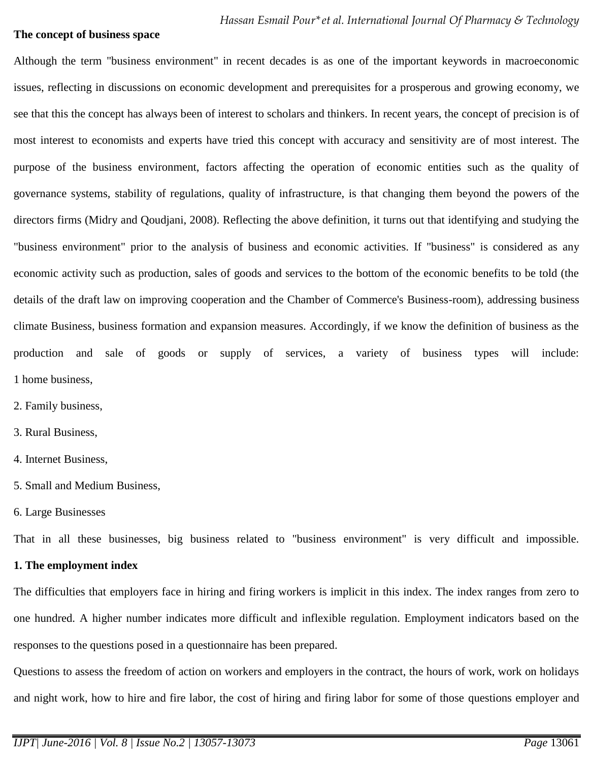**The concept of business space**

Although the term "business environment" in recent decades is as one of the important keywords in macroeconomic issues, reflecting in discussions on economic development and prerequisites for a prosperous and growing economy, we see that this the concept has always been of interest to scholars and thinkers. In recent years, the concept of precision is of most interest to economists and experts have tried this concept with accuracy and sensitivity are of most interest. The purpose of the business environment, factors affecting the operation of economic entities such as the quality of governance systems, stability of regulations, quality of infrastructure, is that changing them beyond the powers of the directors firms (Midry and Qoudjani, 2008). Reflecting the above definition, it turns out that identifying and studying the "business environment" prior to the analysis of business and economic activities. If "business" is considered as any economic activity such as production, sales of goods and services to the bottom of the economic benefits to be told (the details of the draft law on improving cooperation and the Chamber of Commerce's Business-room), addressing business climate Business, business formation and expansion measures. Accordingly, if we know the definition of business as the production and sale of goods or supply of services, a variety of business types will include:

1 home business,

2. Family business,

3. Rural Business,

4. Internet Business,

5. Small and Medium Business,

6. Large Businesses

That in all these businesses, big business related to "business environment" is very difficult and impossible.

**1. The employment index**

The difficulties that employers face in hiring and firing workers is implicit in this index. The index ranges from zero to one hundred. A higher number indicates more difficult and inflexible regulation. Employment indicators based on the responses to the questions posed in a questionnaire has been prepared.

Questions to assess the freedom of action on workers and employers in the contract, the hours of work, work on holidays and night work, how to hire and fire labor, the cost of hiring and firing labor for some of those questions employer and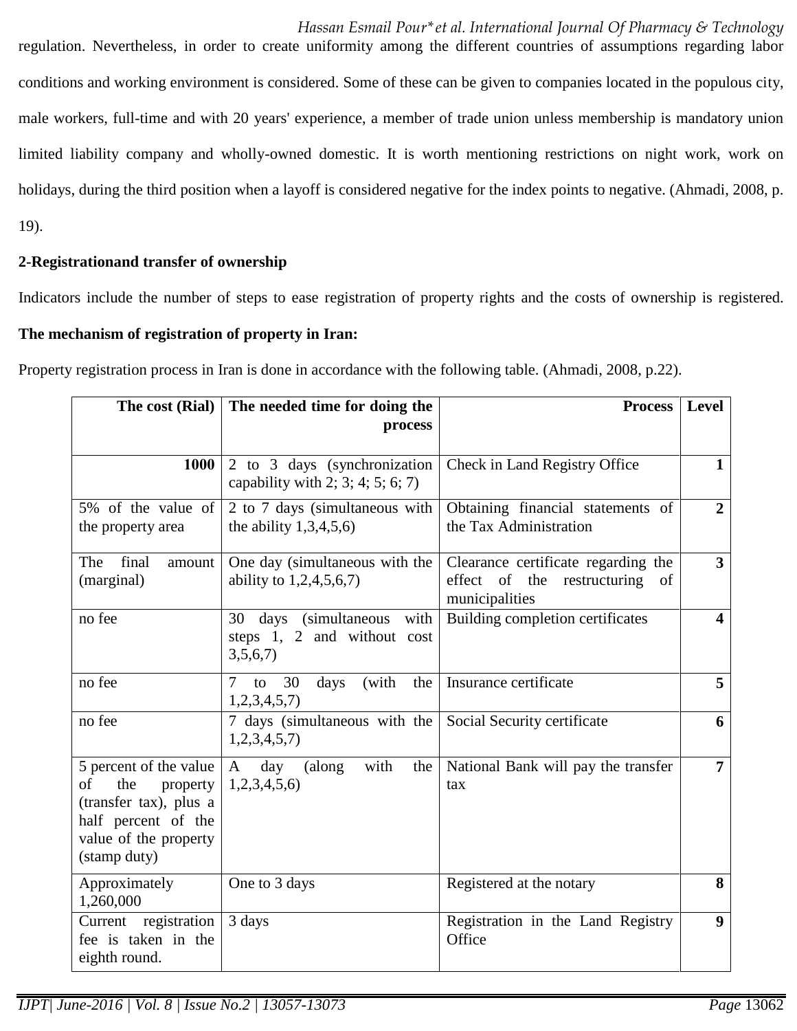regulation. Nevertheless, in order to create uniformity among the different countries of assumptions regarding labor conditions and working environment is considered. Some of these can be given to companies located in the populous city, male workers, full-time and with 20 years' experience, a member of trade union unless membership is mandatory union limited liability company and wholly-owned domestic. It is worth mentioning restrictions on night work, work on holidays, during the third position when a layoff is considered negative for the index points to negative. (Ahmadi, 2008, p. 19).

**2-Registrationand transfer of ownership**

Indicators include the number of steps to ease registration of property rights and the costs of ownership is registered.

**The mechanism of registration of property in Iran:**

Property registration process in Iran is done in accordance with the following table. (Ahmadi, 2008, p.22).

| The cost (Rial) | The needed time for doing the process | Process | Level |
|---|---|---|---|
| 1000 | 2 to 3 days (synchronization capability with 2; 3; 4; 5; 6; 7) | Check in Land Registry Office | 1 |
| 5% of the value of the property area | 2 to 7 days (simultaneous with the ability 1,3,4,5,6) | Obtaining financial statements of the Tax Administration | 2 |
| The final amount (marginal) | One day (simultaneous with the ability to 1,2,4,5,6,7) | Clearance certificate regarding the effect of the restructuring of municipalities | 3 |
| no fee | 30 days (simultaneous with steps 1, 2 and without cost 3,5,6,7) | Building completion certificates | 4 |
| no fee | 7 to 30 days (with the 1,2,3,4,5,7) | Insurance certificate | 5 |
| no fee | 7 days (simultaneous with the 1,2,3,4,5,7) | Social Security certificate | 6 |
| 5 percent of the value of the property (transfer tax), plus a half percent of the value of the property (stamp duty) | A day (along with the 1,2,3,4,5,6) | National Bank will pay the transfer tax | 7 |
| Approximately 1,260,000 | One to 3 days | Registered at the notary | 8 |
| Current registration fee is taken in the eighth round. | 3 days | Registration in the Land Registry Office | 9 |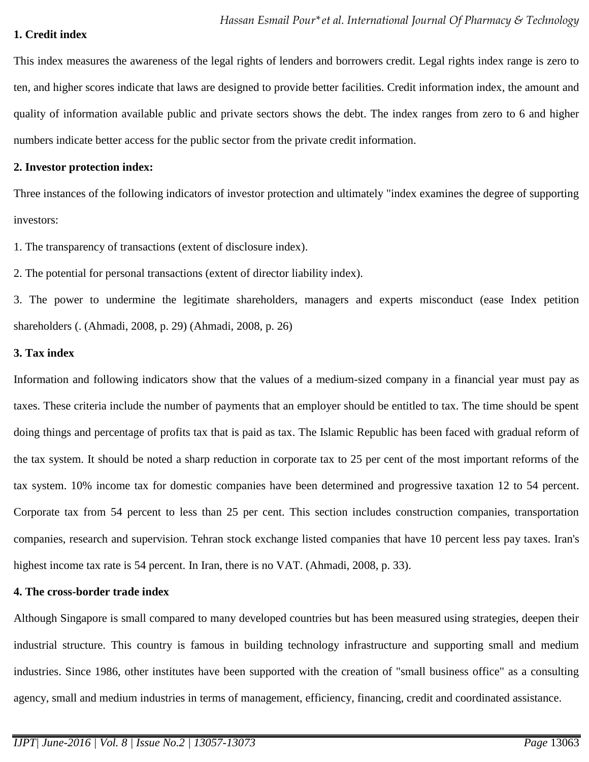**1. Credit index**

This index measures the awareness of the legal rights of lenders and borrowers credit. Legal rights index range is zero to ten, and higher scores indicate that laws are designed to provide better facilities. Credit information index, the amount and quality of information available public and private sectors shows the debt. The index ranges from zero to 6 and higher numbers indicate better access for the public sector from the private credit information.

**2. Investor protection index:**

Three instances of the following indicators of investor protection and ultimately "index examines the degree of supporting investors:

1. The transparency of transactions (extent of disclosure index).

2. The potential for personal transactions (extent of director liability index).

3. The power to undermine the legitimate shareholders, managers and experts misconduct (ease Index petition shareholders (. (Ahmadi, 2008, p. 29) (Ahmadi, 2008, p. 26)

**3. Tax index**

Information and following indicators show that the values of a medium-sized company in a financial year must pay as taxes. These criteria include the number of payments that an employer should be entitled to tax. The time should be spent doing things and percentage of profits tax that is paid as tax. The Islamic Republic has been faced with gradual reform of the tax system. It should be noted a sharp reduction in corporate tax to 25 per cent of the most important reforms of the tax system. 10% income tax for domestic companies have been determined and progressive taxation 12 to 54 percent. Corporate tax from 54 percent to less than 25 per cent. This section includes construction companies, transportation companies, research and supervision. Tehran stock exchange listed companies that have 10 percent less pay taxes. Iran's highest income tax rate is 54 percent. In Iran, there is no VAT. (Ahmadi, 2008, p. 33).

**4. The cross-border trade index**

Although Singapore is small compared to many developed countries but has been measured using strategies, deepen their industrial structure. This country is famous in building technology infrastructure and supporting small and medium industries. Since 1986, other institutes have been supported with the creation of "small business office" as a consulting agency, small and medium industries in terms of management, efficiency, financing, credit and coordinated assistance.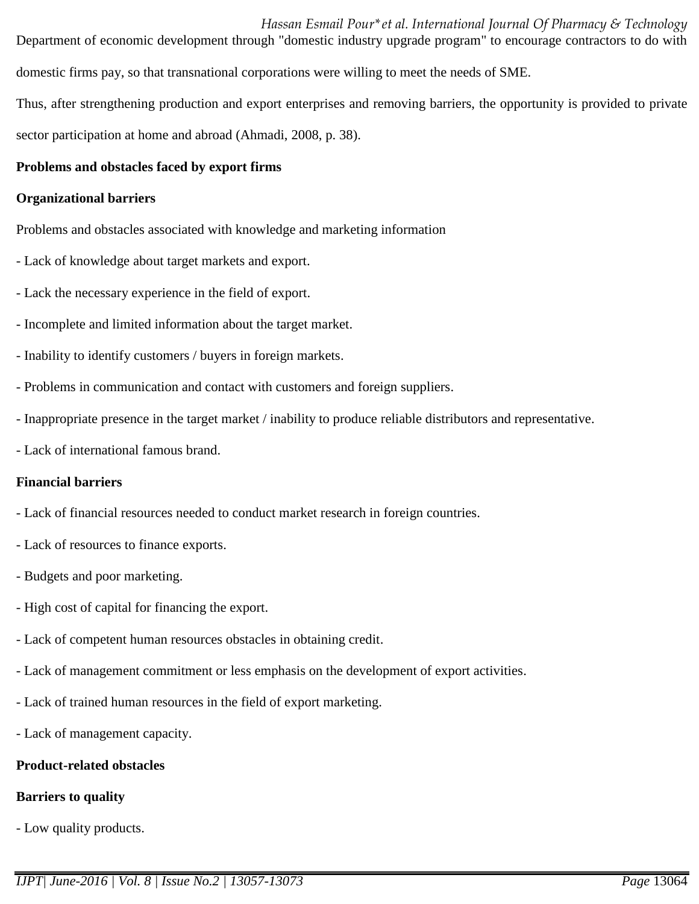Department of economic development through "domestic industry upgrade program" to encourage contractors to do with domestic firms pay, so that transnational corporations were willing to meet the needs of SME.

Thus, after strengthening production and export enterprises and removing barriers, the opportunity is provided to private sector participation at home and abroad (Ahmadi, 2008, p. 38).

**Problems and obstacles faced by export firms**

**Organizational barriers**

Problems and obstacles associated with knowledge and marketing information

- Lack of knowledge about target markets and export.
- Lack the necessary experience in the field of export.
- Incomplete and limited information about the target market.
- Inability to identify customers / buyers in foreign markets.
- Problems in communication and contact with customers and foreign suppliers.
- Inappropriate presence in the target market / inability to produce reliable distributors and representative.
- Lack of international famous brand.

**Financial barriers**

- Lack of financial resources needed to conduct market research in foreign countries.
- Lack of resources to finance exports.
- Budgets and poor marketing.
- High cost of capital for financing the export.
- Lack of competent human resources obstacles in obtaining credit.
- Lack of management commitment or less emphasis on the development of export activities.
- Lack of trained human resources in the field of export marketing.
- Lack of management capacity.

**Product-related obstacles**

**Barriers to quality**

- Low quality products.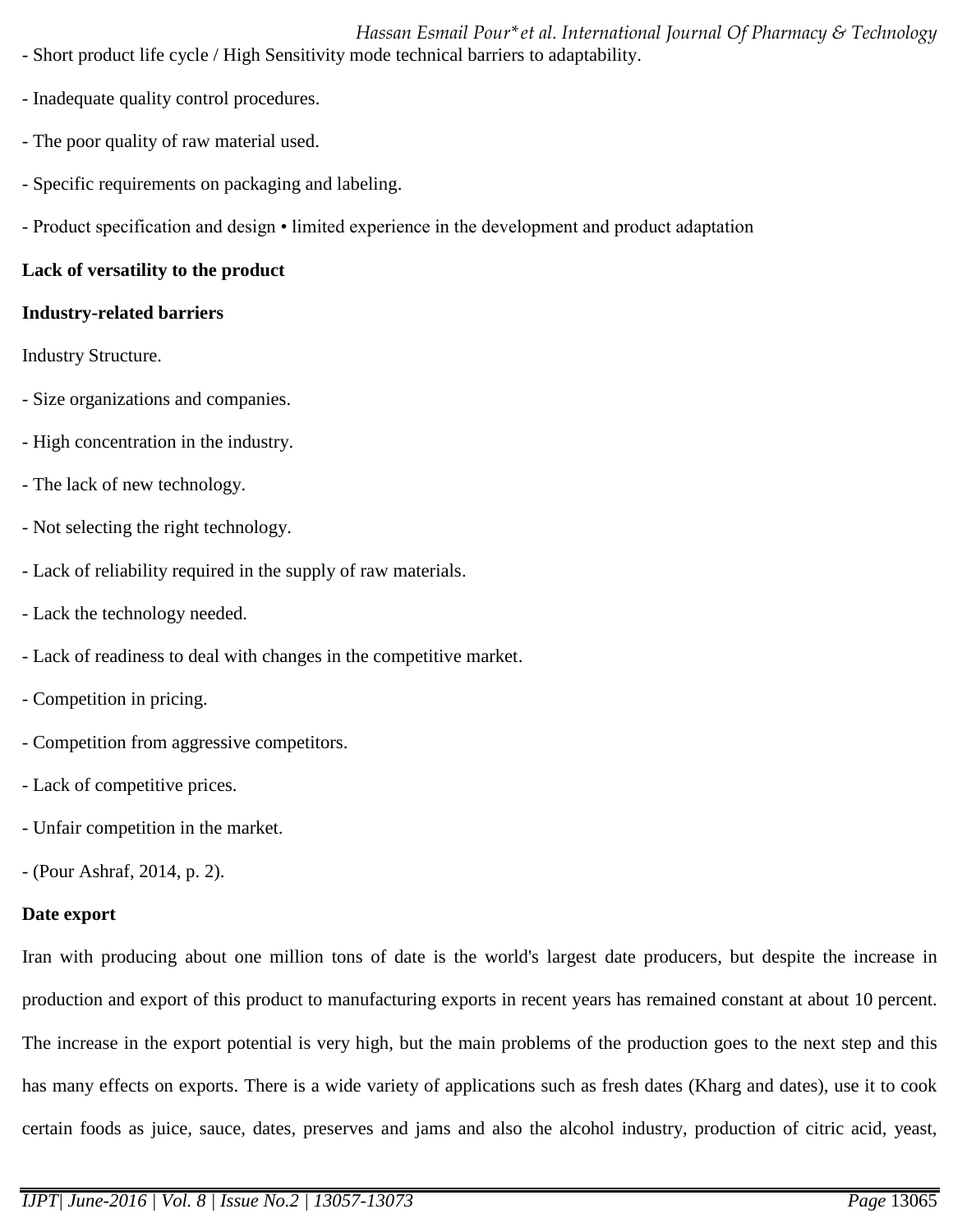- Short product life cycle / High Sensitivity mode technical barriers to adaptability.

- Inadequate quality control procedures.

- The poor quality of raw material used.

- Specific requirements on packaging and labeling.

- Product specification and design • limited experience in the development and product adaptation

**Lack of versatility to the product**

**Industry-related barriers**

Industry Structure.

- Size organizations and companies.

- High concentration in the industry.

- The lack of new technology.

- Not selecting the right technology.

- Lack of reliability required in the supply of raw materials.

- Lack the technology needed.

- Lack of readiness to deal with changes in the competitive market.

- Competition in pricing.

- Competition from aggressive competitors.

- Lack of competitive prices.

- Unfair competition in the market.

- (Pour Ashraf, 2014, p. 2).

**Date export**

Iran with producing about one million tons of date is the world's largest date producers, but despite the increase in production and export of this product to manufacturing exports in recent years has remained constant at about 10 percent. The increase in the export potential is very high, but the main problems of the production goes to the next step and this has many effects on exports. There is a wide variety of applications such as fresh dates (Kharg and dates), use it to cook certain foods as juice, sauce, dates, preserves and jams and also the alcohol industry, production of citric acid, yeast,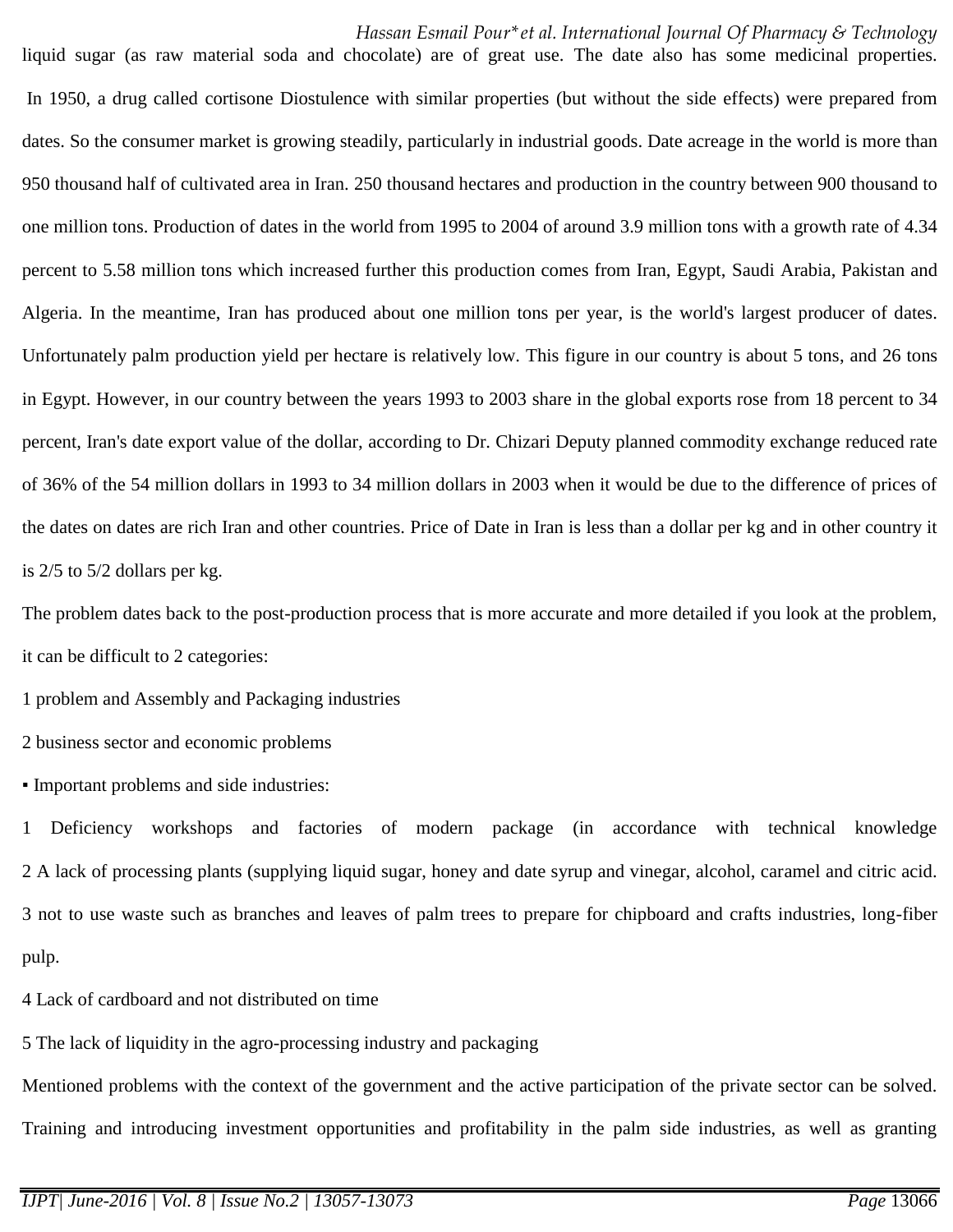liquid sugar (as raw material soda and chocolate) are of great use. The date also has some medicinal properties. In 1950, a drug called cortisone Diostulence with similar properties (but without the side effects) were prepared from dates. So the consumer market is growing steadily, particularly in industrial goods. Date acreage in the world is more than 950 thousand half of cultivated area in Iran. 250 thousand hectares and production in the country between 900 thousand to one million tons. Production of dates in the world from 1995 to 2004 of around 3.9 million tons with a growth rate of 4.34 percent to 5.58 million tons which increased further this production comes from Iran, Egypt, Saudi Arabia, Pakistan and Algeria. In the meantime, Iran has produced about one million tons per year, is the world's largest producer of dates. Unfortunately palm production yield per hectare is relatively low. This figure in our country is about 5 tons, and 26 tons in Egypt. However, in our country between the years 1993 to 2003 share in the global exports rose from 18 percent to 34 percent, Iran's date export value of the dollar, according to Dr. Chizari Deputy planned commodity exchange reduced rate of 36% of the 54 million dollars in 1993 to 34 million dollars in 2003 when it would be due to the difference of prices of the dates on dates are rich Iran and other countries. Price of Date in Iran is less than a dollar per kg and in other country it is 2/5 to 5/2 dollars per kg.

The problem dates back to the post-production process that is more accurate and more detailed if you look at the problem, it can be difficult to 2 categories:

1 problem and Assembly and Packaging industries

2 business sector and economic problems

▪ Important problems and side industries:

1 Deficiency workshops and factories of modern package (in accordance with technical knowledge

2 A lack of processing plants (supplying liquid sugar, honey and date syrup and vinegar, alcohol, caramel and citric acid.

3 not to use waste such as branches and leaves of palm trees to prepare for chipboard and crafts industries, long-fiber pulp.

4 Lack of cardboard and not distributed on time

5 The lack of liquidity in the agro-processing industry and packaging

Mentioned problems with the context of the government and the active participation of the private sector can be solved. Training and introducing investment opportunities and profitability in the palm side industries, as well as granting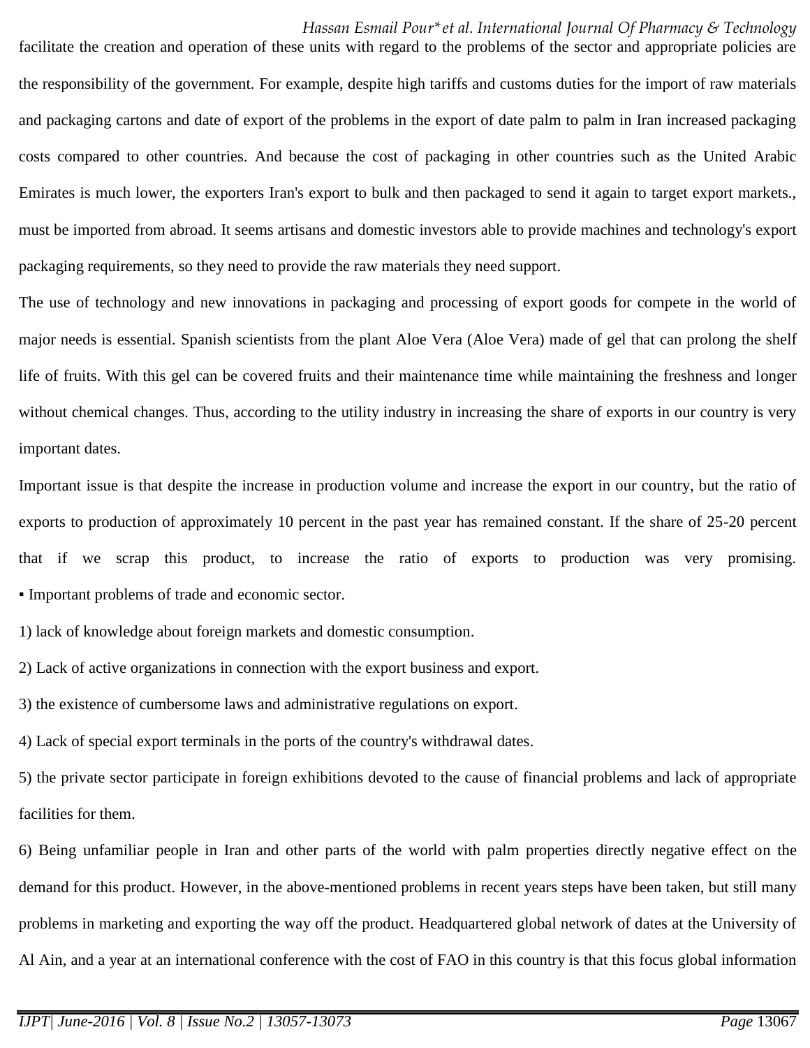facilitate the creation and operation of these units with regard to the problems of the sector and appropriate policies are the responsibility of the government. For example, despite high tariffs and customs duties for the import of raw materials and packaging cartons and date of export of the problems in the export of date palm to palm in Iran increased packaging costs compared to other countries. And because the cost of packaging in other countries such as the United Arabic Emirates is much lower, the exporters Iran's export to bulk and then packaged to send it again to target export markets., must be imported from abroad. It seems artisans and domestic investors able to provide machines and technology's export packaging requirements, so they need to provide the raw materials they need support.

The use of technology and new innovations in packaging and processing of export goods for compete in the world of major needs is essential. Spanish scientists from the plant Aloe Vera (Aloe Vera) made of gel that can prolong the shelf life of fruits. With this gel can be covered fruits and their maintenance time while maintaining the freshness and longer without chemical changes. Thus, according to the utility industry in increasing the share of exports in our country is very important dates.

Important issue is that despite the increase in production volume and increase the export in our country, but the ratio of exports to production of approximately 10 percent in the past year has remained constant. If the share of 25-20 percent that if we scrap this product, to increase the ratio of exports to production was very promising.

▪ Important problems of trade and economic sector.

1) lack of knowledge about foreign markets and domestic consumption.

2) Lack of active organizations in connection with the export business and export.

3) the existence of cumbersome laws and administrative regulations on export.

4) Lack of special export terminals in the ports of the country's withdrawal dates.

5) the private sector participate in foreign exhibitions devoted to the cause of financial problems and lack of appropriate facilities for them.

6) Being unfamiliar people in Iran and other parts of the world with palm properties directly negative effect on the demand for this product. However, in the above-mentioned problems in recent years steps have been taken, but still many problems in marketing and exporting the way off the product. Headquartered global network of dates at the University of Al Ain, and a year at an international conference with the cost of FAO in this country is that this focus global information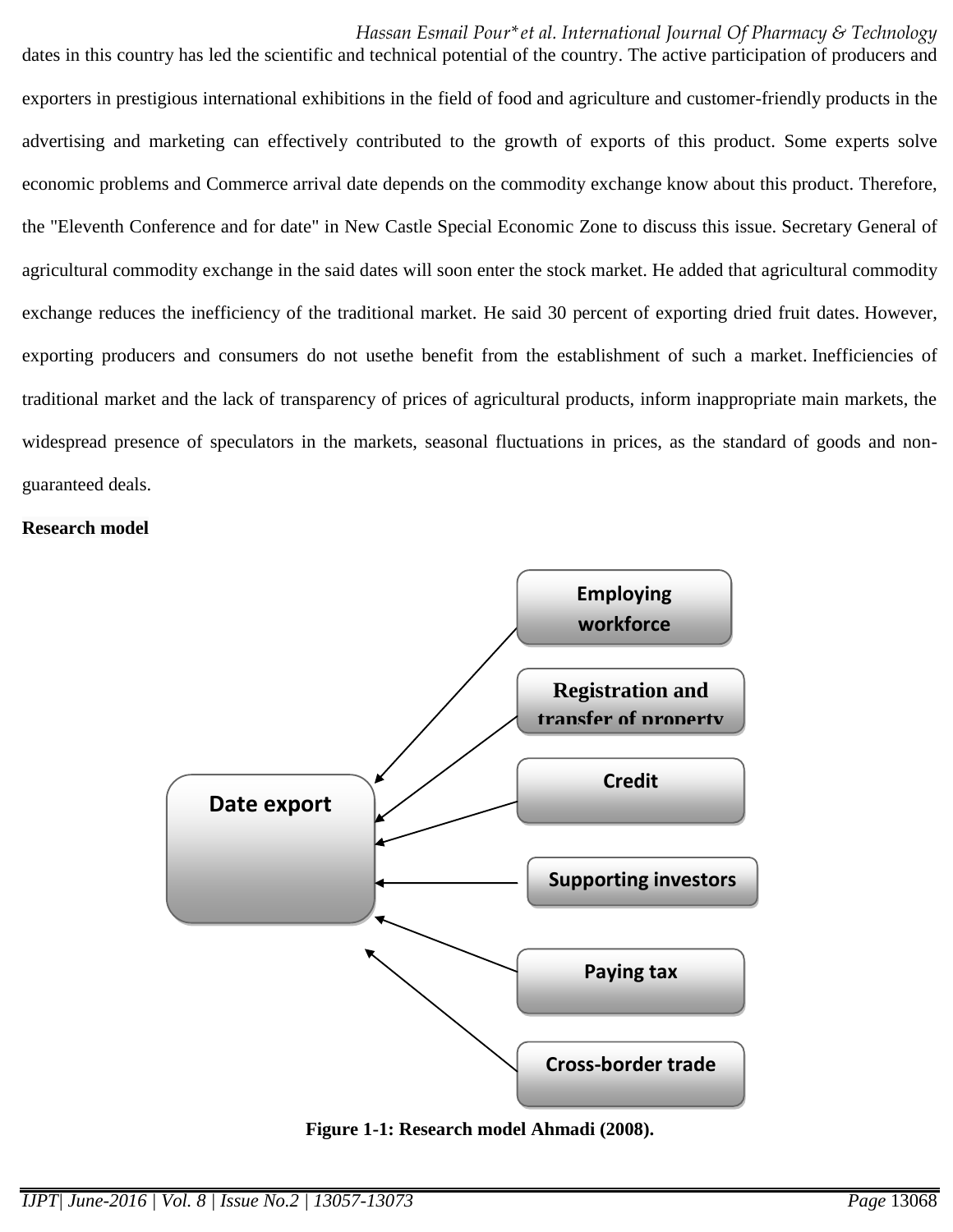dates in this country has led the scientific and technical potential of the country. The active participation of producers and exporters in prestigious international exhibitions in the field of food and agriculture and customer-friendly products in the advertising and marketing can effectively contributed to the growth of exports of this product. Some experts solve economic problems and Commerce arrival date depends on the commodity exchange know about this product. Therefore, the "Eleventh Conference and for date" in New Castle Special Economic Zone to discuss this issue. Secretary General of agricultural commodity exchange in the said dates will soon enter the stock market. He added that agricultural commodity exchange reduces the inefficiency of the traditional market. He said 30 percent of exporting dried fruit dates. However, exporting producers and consumers do not usethe benefit from the establishment of such a market. Inefficiencies of traditional market and the lack of transparency of prices of agricultural products, inform inappropriate main markets, the widespread presence of speculators in the markets, seasonal fluctuations in prices, as the standard of goods and non-guaranteed deals.

**Research model**

Employing workforce

Registration and transfer of property

Credit

Supporting investors

Paying tax

Cross-border trade

Date export

**Figure 1-1: Research model Ahmadi (2008).**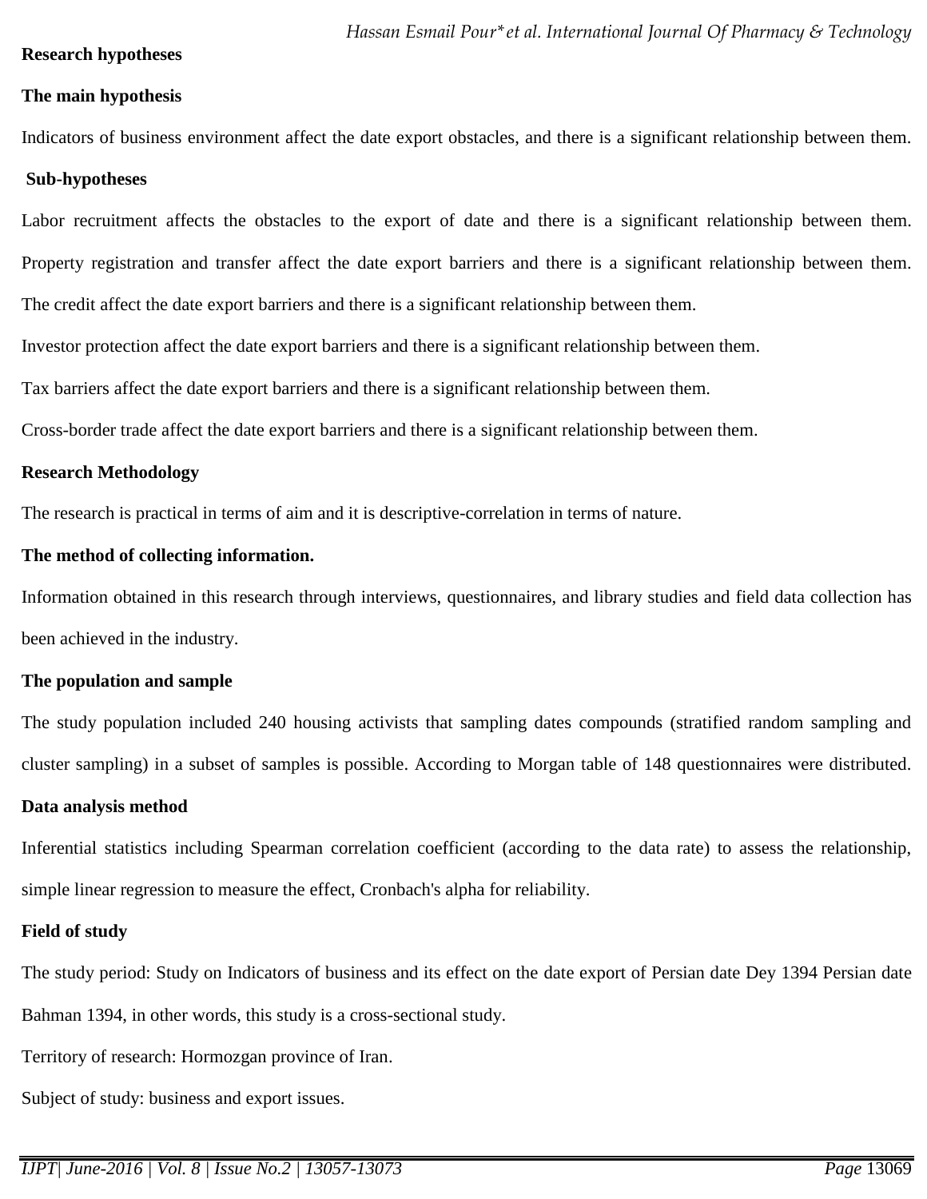## Research hypotheses

### The main hypothesis

Indicators of business environment affect the date export obstacles, and there is a significant relationship between them.

### Sub-hypotheses

Labor recruitment affects the obstacles to the export of date and there is a significant relationship between them. Property registration and transfer affect the date export barriers and there is a significant relationship between them. The credit affect the date export barriers and there is a significant relationship between them.

Investor protection affect the date export barriers and there is a significant relationship between them.

Tax barriers affect the date export barriers and there is a significant relationship between them.

Cross-border trade affect the date export barriers and there is a significant relationship between them.

## Research Methodology

The research is practical in terms of aim and it is descriptive-correlation in terms of nature.

### The method of collecting information.

Information obtained in this research through interviews, questionnaires, and library studies and field data collection has been achieved in the industry.

### The population and sample

The study population included 240 housing activists that sampling dates compounds (stratified random sampling and cluster sampling) in a subset of samples is possible. According to Morgan table of 148 questionnaires were distributed.

### Data analysis method

Inferential statistics including Spearman correlation coefficient (according to the data rate) to assess the relationship, simple linear regression to measure the effect, Cronbach's alpha for reliability.

### Field of study

The study period: Study on Indicators of business and its effect on the date export of Persian date Dey 1394 Persian date Bahman 1394, in other words, this study is a cross-sectional study.

Territory of research: Hormozgan province of Iran.

Subject of study: business and export issues.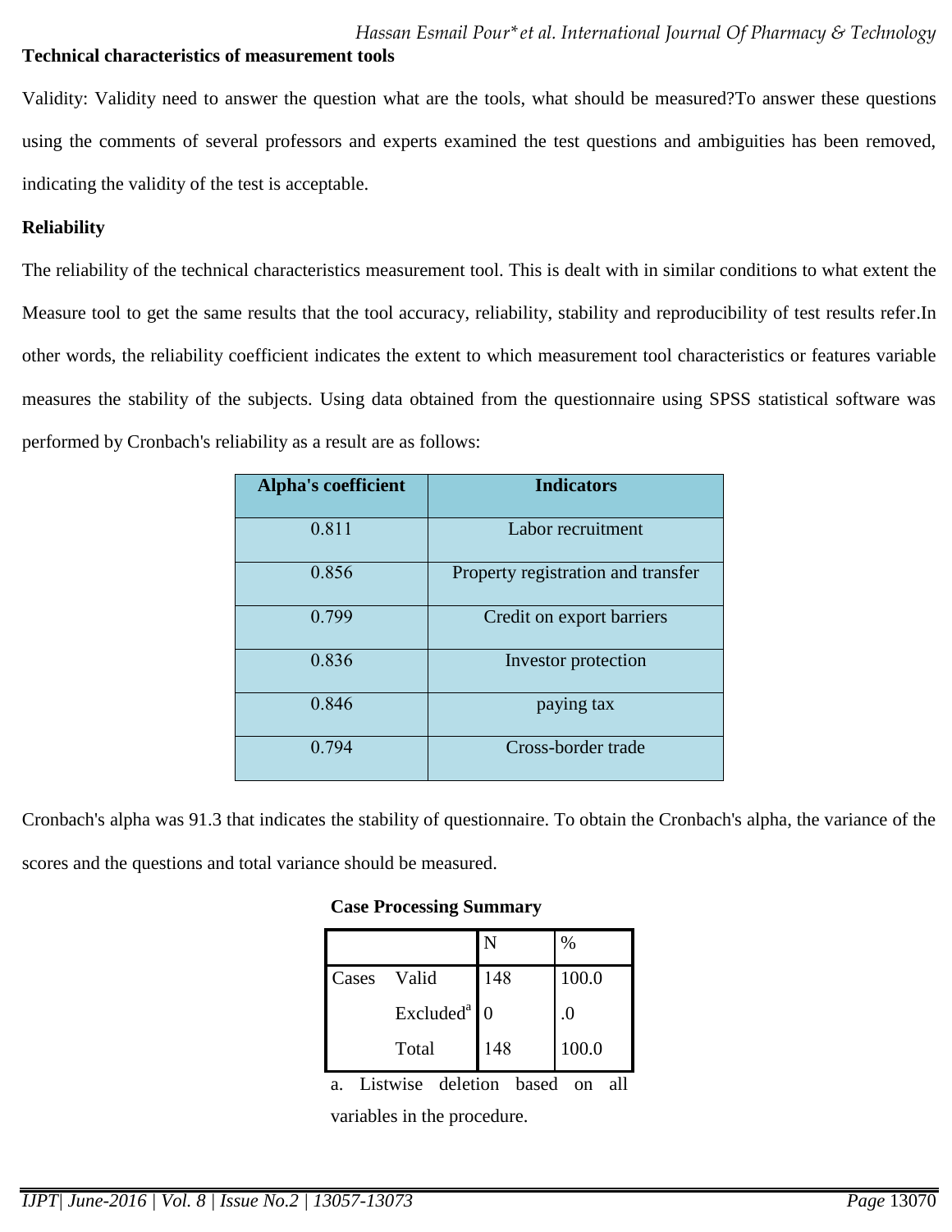**Technical characteristics of measurement tools**

Validity: Validity need to answer the question what are the tools, what should be measured?To answer these questions using the comments of several professors and experts examined the test questions and ambiguities has been removed, indicating the validity of the test is acceptable.

**Reliability**

The reliability of the technical characteristics measurement tool. This is dealt with in similar conditions to what extent the Measure tool to get the same results that the tool accuracy, reliability, stability and reproducibility of test results refer.In other words, the reliability coefficient indicates the extent to which measurement tool characteristics or features variable measures the stability of the subjects. Using data obtained from the questionnaire using SPSS statistical software was performed by Cronbach's reliability as a result are as follows:

| Alpha's coefficient | Indicators |
|---|---|
| 0.811 | Labor recruitment |
| 0.856 | Property registration and transfer |
| 0.799 | Credit on export barriers |
| 0.836 | Investor protection |
| 0.846 | paying tax |
| 0.794 | Cross-border trade |

Cronbach's alpha was 91.3 that indicates the stability of questionnaire. To obtain the Cronbach's alpha, the variance of the scores and the questions and total variance should be measured.

**Case Processing Summary**

| | | N | % |
|---|---|---|---|
| Cases | Valid | 148 | 100.0 |
| | Excluded[a] | 0 | .0 |
| | Total | 148 | 100.0 |

a. Listwise deletion based on all variables in the procedure.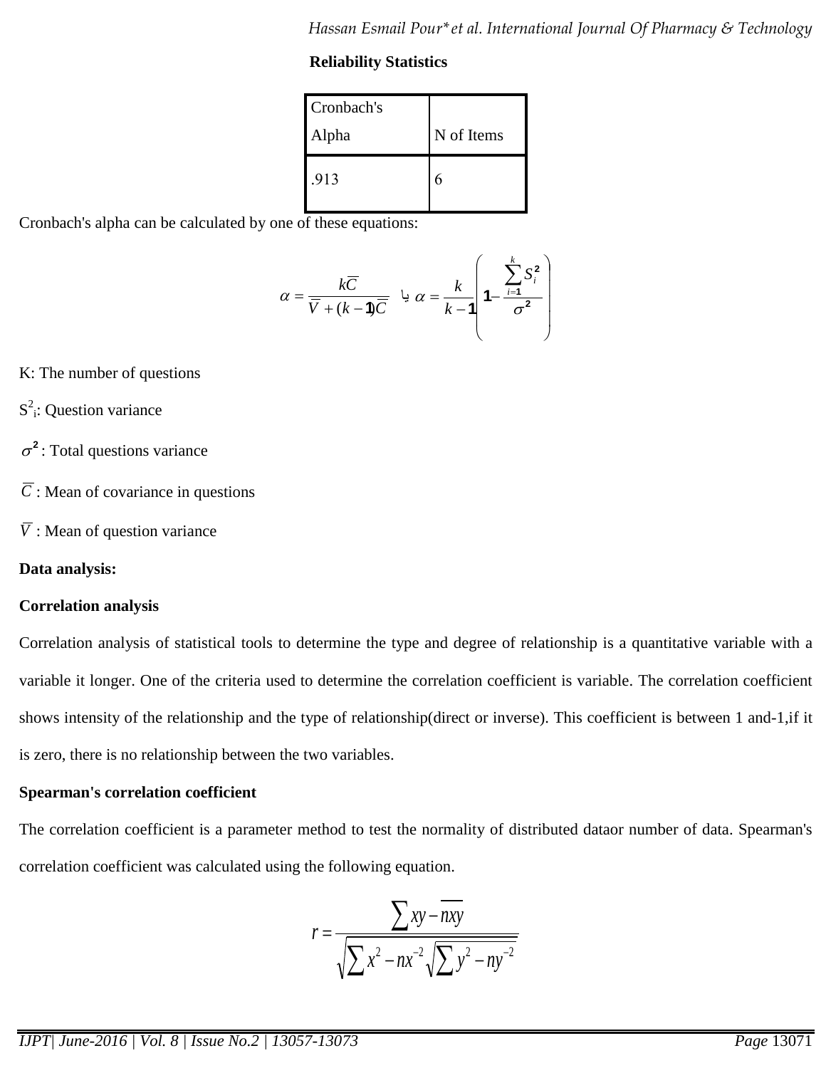**Reliability Statistics**

| Cronbach's Alpha | N of Items |
|---|---|
| .913 | 6 |

Cronbach's alpha can be calculated by one of these equations:

$$\alpha = \frac{k\overline{C}}{\overline{V} + (k-1)\overline{C}} \quad \text{يا} \quad \alpha = \frac{k}{k-1}\left(1 - \frac{\sum_{i=1}^{k} S_i^2}{\sigma^2}\right)$$

K: The number of questions

$S^2_i$: Question variance

$\sigma^2$ : Total questions variance

$\overline{C}$ : Mean of covariance in questions

$\overline{V}$ : Mean of question variance

**Data analysis:**

**Correlation analysis**

Correlation analysis of statistical tools to determine the type and degree of relationship is a quantitative variable with a variable it longer. One of the criteria used to determine the correlation coefficient is variable. The correlation coefficient shows intensity of the relationship and the type of relationship(direct or inverse). This coefficient is between 1 and-1,if it is zero, there is no relationship between the two variables.

**Spearman's correlation coefficient**

The correlation coefficient is a parameter method to test the normality of distributed dataor number of data. Spearman's correlation coefficient was calculated using the following equation.

$$r = \frac{\sum xy - \overline{nxy}}{\sqrt{\sum x^2 - n\overline{x}^2}\sqrt{\sum y^2 - n\overline{y}^2}}$$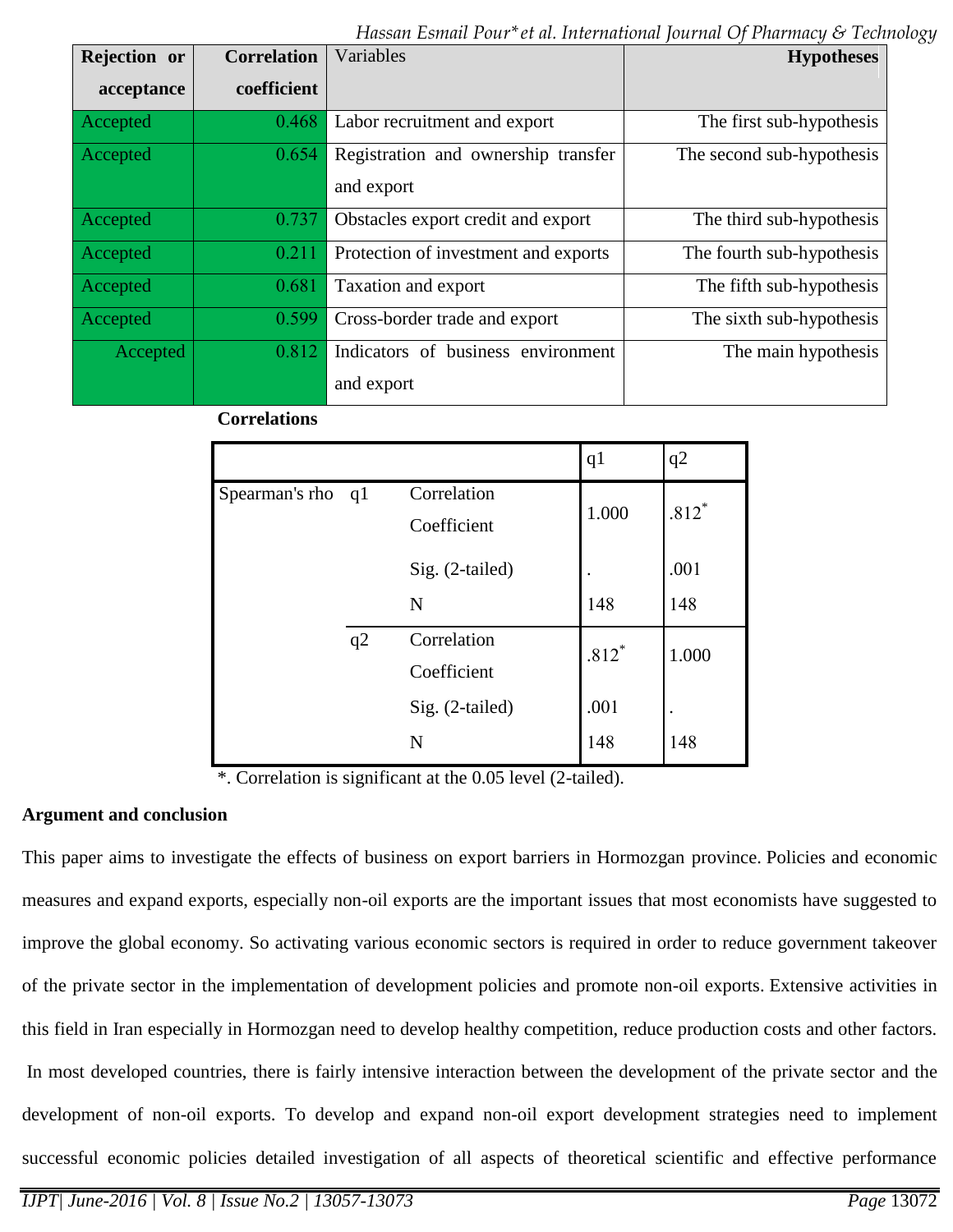| Rejection or acceptance | Correlation coefficient | Variables | Hypotheses |
|---|---|---|---|
| Accepted | 0.468 | Labor recruitment and export | The first sub-hypothesis |
| Accepted | 0.654 | Registration and ownership transfer and export | The second sub-hypothesis |
| Accepted | 0.737 | Obstacles export credit and export | The third sub-hypothesis |
| Accepted | 0.211 | Protection of investment and exports | The fourth sub-hypothesis |
| Accepted | 0.681 | Taxation and export | The fifth sub-hypothesis |
| Accepted | 0.599 | Cross-border trade and export | The sixth sub-hypothesis |
| Accepted | 0.812 | Indicators of business environment and export | The main hypothesis |

**Correlations**

| | | | q1 | q2 |
|---|---|---|---|---|
| Spearman's rho | q1 | Correlation Coefficient | 1.000 | .812* |
| | | Sig. (2-tailed) | . | .001 |
| | | N | 148 | 148 |
| | q2 | Correlation Coefficient | .812* | 1.000 |
| | | Sig. (2-tailed) | .001 | . |
| | | N | 148 | 148 |

*. Correlation is significant at the 0.05 level (2-tailed).

**Argument and conclusion**

This paper aims to investigate the effects of business on export barriers in Hormozgan province. Policies and economic measures and expand exports, especially non-oil exports are the important issues that most economists have suggested to improve the global economy. So activating various economic sectors is required in order to reduce government takeover of the private sector in the implementation of development policies and promote non-oil exports. Extensive activities in this field in Iran especially in Hormozgan need to develop healthy competition, reduce production costs and other factors. In most developed countries, there is fairly intensive interaction between the development of the private sector and the development of non-oil exports. To develop and expand non-oil export development strategies need to implement successful economic policies detailed investigation of all aspects of theoretical scientific and effective performance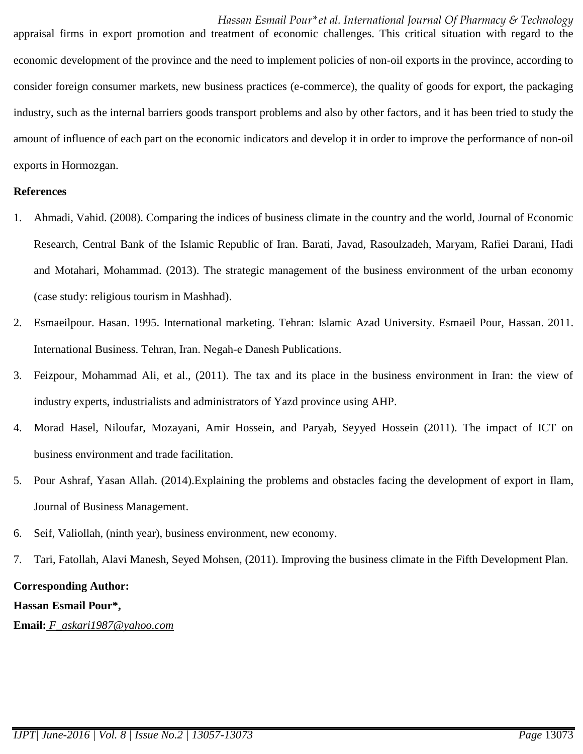appraisal firms in export promotion and treatment of economic challenges. This critical situation with regard to the economic development of the province and the need to implement policies of non-oil exports in the province, according to consider foreign consumer markets, new business practices (e-commerce), the quality of goods for export, the packaging industry, such as the internal barriers goods transport problems and also by other factors, and it has been tried to study the amount of influence of each part on the economic indicators and develop it in order to improve the performance of non-oil exports in Hormozgan.

**References**

1. Ahmadi, Vahid. (2008). Comparing the indices of business climate in the country and the world, Journal of Economic Research, Central Bank of the Islamic Republic of Iran. Barati, Javad, Rasoulzadeh, Maryam, Rafiei Darani, Hadi and Motahari, Mohammad. (2013). The strategic management of the business environment of the urban economy (case study: religious tourism in Mashhad).
2. Esmaeilpour. Hasan. 1995. International marketing. Tehran: Islamic Azad University. Esmaeil Pour, Hassan. 2011. International Business. Tehran, Iran. Negah-e Danesh Publications.
3. Feizpour, Mohammad Ali, et al., (2011). The tax and its place in the business environment in Iran: the view of industry experts, industrialists and administrators of Yazd province using AHP.
4. Morad Hasel, Niloufar, Mozayani, Amir Hossein, and Paryab, Seyyed Hossein (2011). The impact of ICT on business environment and trade facilitation.
5. Pour Ashraf, Yasan Allah. (2014).Explaining the problems and obstacles facing the development of export in Ilam, Journal of Business Management.
6. Seif, Valiollah, (ninth year), business environment, new economy.
7. Tari, Fatollah, Alavi Manesh, Seyed Mohsen, (2011). Improving the business climate in the Fifth Development Plan.

**Corresponding Author:**

**Hassan Esmail Pour*,**

**Email:** *F_askari1987@yahoo.com*